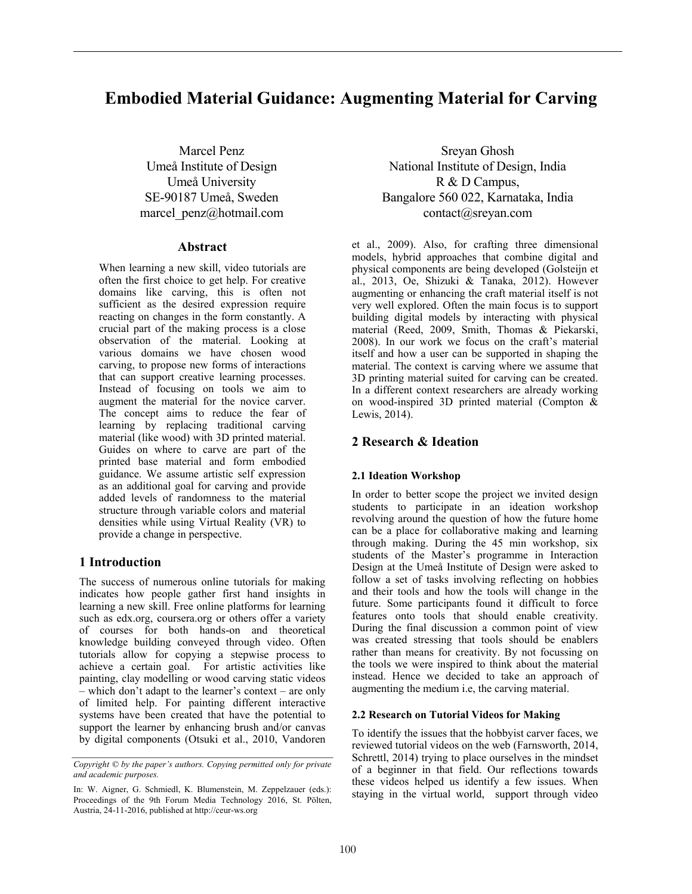# Embodied Material Guidance: Augmenting Material for Carving

Marcel Penz
Umeå Institute of Design
Umeå University
SE-90187 Umeå, Sweden
marcel_penz@hotmail.com

Sreyan Ghosh
National Institute of Design, India
R & D Campus,
Bangalore 560 022, Karnataka, India
contact@sreyan.com

## Abstract

When learning a new skill, video tutorials are often the first choice to get help. For creative domains like carving, this is often not sufficient as the desired expression require reacting on changes in the form constantly. A crucial part of the making process is a close observation of the material. Looking at various domains we have chosen wood carving, to propose new forms of interactions that can support creative learning processes. Instead of focusing on tools we aim to augment the material for the novice carver. The concept aims to reduce the fear of learning by replacing traditional carving material (like wood) with 3D printed material. Guides on where to carve are part of the printed base material and form embodied guidance. We assume artistic self expression as an additional goal for carving and provide added levels of randomness to the material structure through variable colors and material densities while using Virtual Reality (VR) to provide a change in perspective.

## 1 Introduction

The success of numerous online tutorials for making indicates how people gather first hand insights in learning a new skill. Free online platforms for learning such as edx.org, coursera.org or others offer a variety of courses for both hands-on and theoretical knowledge building conveyed through video. Often tutorials allow for copying a stepwise process to achieve a certain goal. For artistic activities like painting, clay modelling or wood carving static videos – which don't adapt to the learner's context – are only of limited help. For painting different interactive systems have been created that have the potential to support the learner by enhancing brush and/or canvas by digital components (Otsuki et al., 2010, Vandoren et al., 2009). Also, for crafting three dimensional models, hybrid approaches that combine digital and physical components are being developed (Golsteijn et al., 2013, Oe, Shizuki & Tanaka, 2012). However augmenting or enhancing the craft material itself is not very well explored. Often the main focus is to support building digital models by interacting with physical material (Reed, 2009, Smith, Thomas & Piekarski, 2008). In our work we focus on the craft's material itself and how a user can be supported in shaping the material. The context is carving where we assume that 3D printing material suited for carving can be created. In a different context researchers are already working on wood-inspired 3D printed material (Compton & Lewis, 2014).

*Copyright © by the paper's authors. Copying permitted only for private and academic purposes.*

In: W. Aigner, G. Schmiedl, K. Blumenstein, M. Zeppelzauer (eds.): Proceedings of the 9th Forum Media Technology 2016, St. Pölten, Austria, 24-11-2016, published at http://ceur-ws.org

## 2 Research & Ideation

### 2.1 Ideation Workshop

In order to better scope the project we invited design students to participate in an ideation workshop revolving around the question of how the future home can be a place for collaborative making and learning through making. During the 45 min workshop, six students of the Master's programme in Interaction Design at the Umeå Institute of Design were asked to follow a set of tasks involving reflecting on hobbies and their tools and how the tools will change in the future. Some participants found it difficult to force features onto tools that should enable creativity. During the final discussion a common point of view was created stressing that tools should be enablers rather than means for creativity. By not focussing on the tools we were inspired to think about the material instead. Hence we decided to take an approach of augmenting the medium i.e, the carving material.

### 2.2 Research on Tutorial Videos for Making

To identify the issues that the hobbyist carver faces, we reviewed tutorial videos on the web (Farnsworth, 2014, Schrettl, 2014) trying to place ourselves in the mindset of a beginner in that field. Our reflections towards these videos helped us identify a few issues. When staying in the virtual world, support through video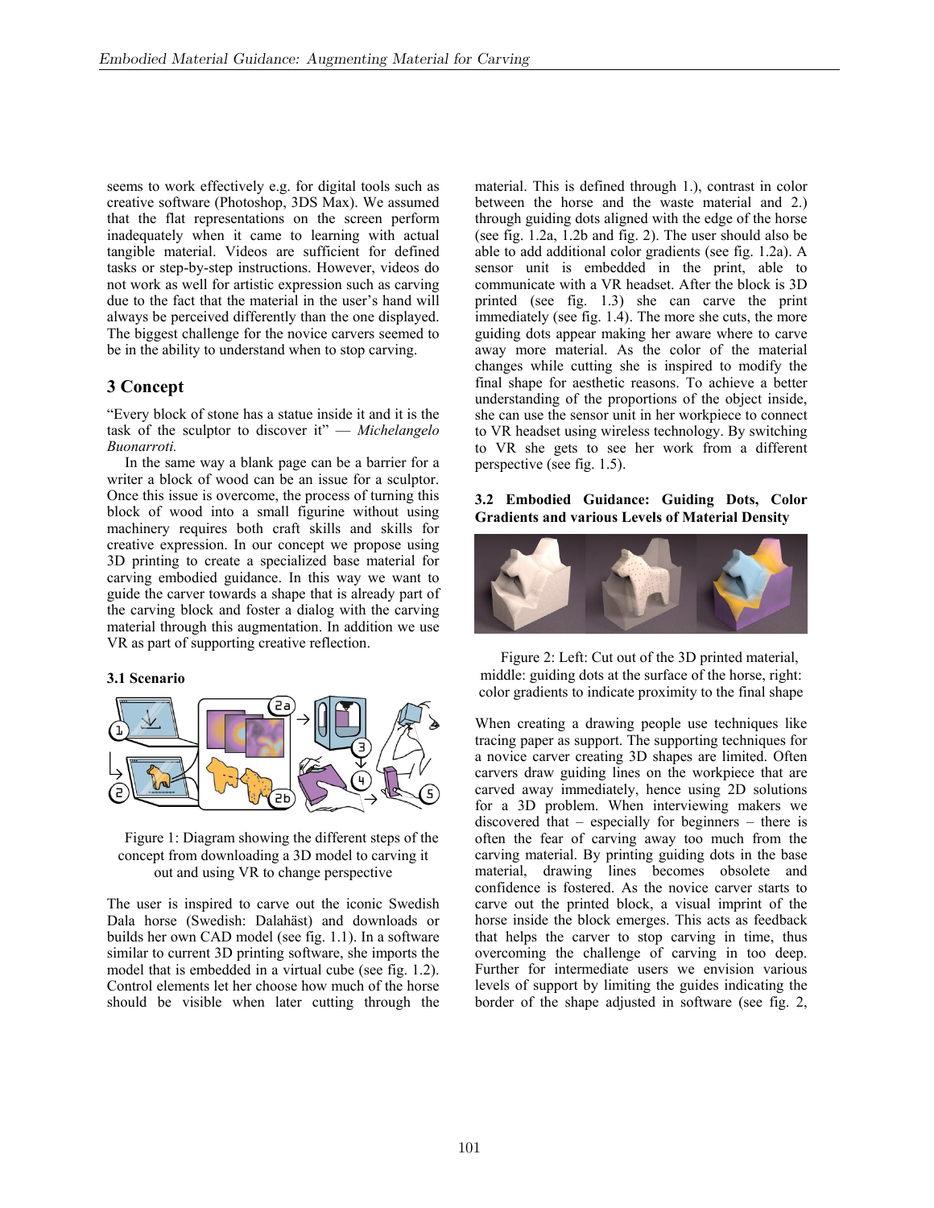seems to work effectively e.g. for digital tools such as creative software (Photoshop, 3DS Max). We assumed that the flat representations on the screen perform inadequately when it came to learning with actual tangible material. Videos are sufficient for defined tasks or step-by-step instructions. However, videos do not work as well for artistic expression such as carving due to the fact that the material in the user's hand will always be perceived differently than the one displayed. The biggest challenge for the novice carvers seemed to be in the ability to understand when to stop carving.

## 3 Concept

"Every block of stone has a statue inside it and it is the task of the sculptor to discover it" — *Michelangelo Buonarroti.*

In the same way a blank page can be a barrier for a writer a block of wood can be an issue for a sculptor. Once this issue is overcome, the process of turning this block of wood into a small figurine without using machinery requires both craft skills and skills for creative expression. In our concept we propose using 3D printing to create a specialized base material for carving embodied guidance. In this way we want to guide the carver towards a shape that is already part of the carving block and foster a dialog with the carving material through this augmentation. In addition we use VR as part of supporting creative reflection.

### 3.1 Scenario

Figure 1: Diagram showing the different steps of the concept from downloading a 3D model to carving it out and using VR to change perspective

The user is inspired to carve out the iconic Swedish Dala horse (Swedish: Dalahäst) and downloads or builds her own CAD model (see fig. 1.1). In a software similar to current 3D printing software, she imports the model that is embedded in a virtual cube (see fig. 1.2). Control elements let her choose how much of the horse should be visible when later cutting through the material. This is defined through 1.), contrast in color between the horse and the waste material and 2.) through guiding dots aligned with the edge of the horse (see fig. 1.2a, 1.2b and fig. 2). The user should also be able to add additional color gradients (see fig. 1.2a). A sensor unit is embedded in the print, able to communicate with a VR headset. After the block is 3D printed (see fig. 1.3) she can carve the print immediately (see fig. 1.4). The more she cuts, the more guiding dots appear making her aware where to carve away more material. As the color of the material changes while cutting she is inspired to modify the final shape for aesthetic reasons. To achieve a better understanding of the proportions of the object inside, she can use the sensor unit in her workpiece to connect to VR headset using wireless technology. By switching to VR she gets to see her work from a different perspective (see fig. 1.5).

### 3.2 Embodied Guidance: Guiding Dots, Color Gradients and various Levels of Material Density

Figure 2: Left: Cut out of the 3D printed material, middle: guiding dots at the surface of the horse, right: color gradients to indicate proximity to the final shape

When creating a drawing people use techniques like tracing paper as support. The supporting techniques for a novice carver creating 3D shapes are limited. Often carvers draw guiding lines on the workpiece that are carved away immediately, hence using 2D solutions for a 3D problem. When interviewing makers we discovered that – especially for beginners – there is often the fear of carving away too much from the carving material. By printing guiding dots in the base material, drawing lines becomes obsolete and confidence is fostered. As the novice carver starts to carve out the printed block, a visual imprint of the horse inside the block emerges. This acts as feedback that helps the carver to stop carving in time, thus overcoming the challenge of carving in too deep. Further for intermediate users we envision various levels of support by limiting the guides indicating the border of the shape adjusted in software (see fig. 2,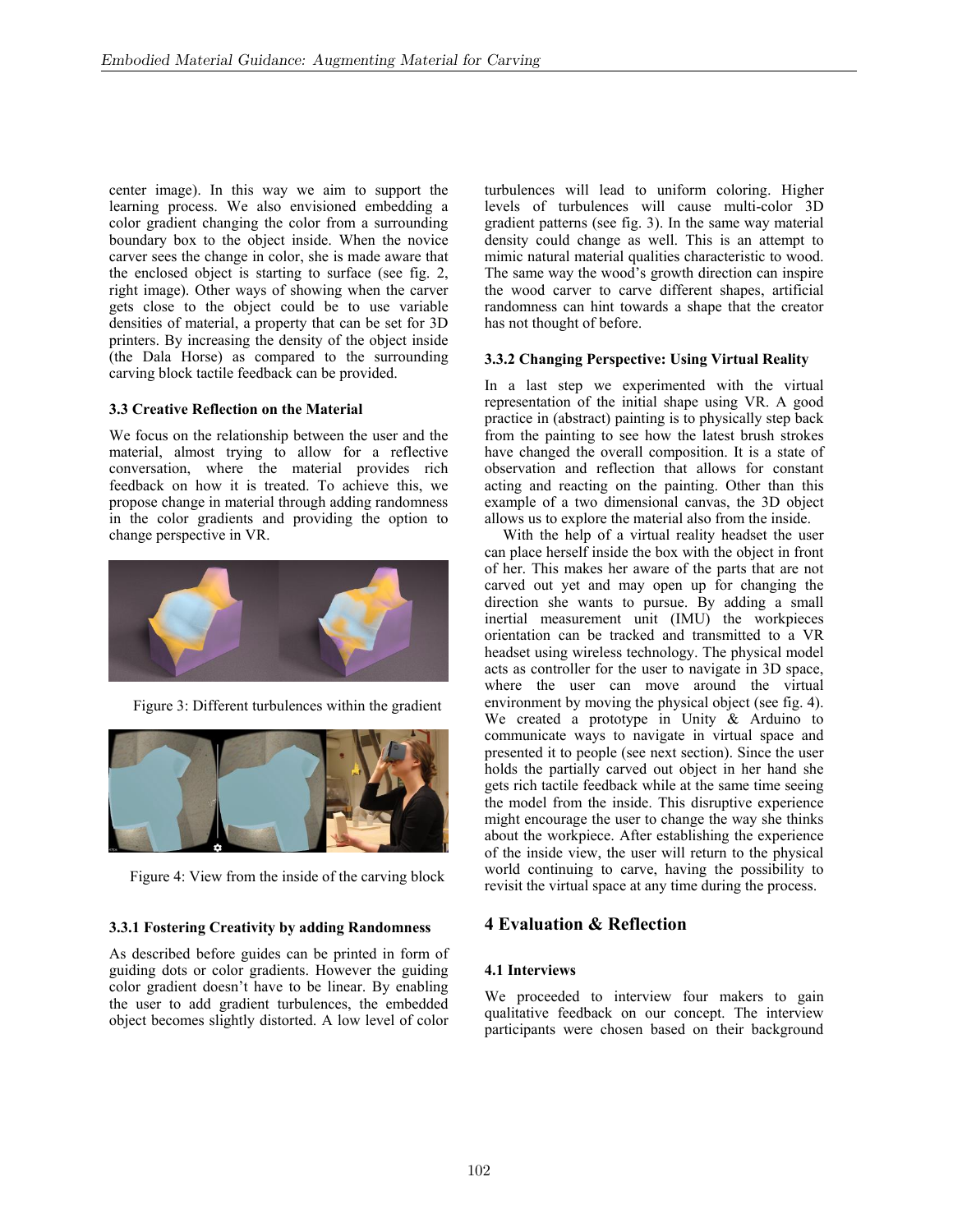center image). In this way we aim to support the learning process. We also envisioned embedding a color gradient changing the color from a surrounding boundary box to the object inside. When the novice carver sees the change in color, she is made aware that the enclosed object is starting to surface (see fig. 2, right image). Other ways of showing when the carver gets close to the object could be to use variable densities of material, a property that can be set for 3D printers. By increasing the density of the object inside (the Dala Horse) as compared to the surrounding carving block tactile feedback can be provided.

### 3.3 Creative Reflection on the Material

We focus on the relationship between the user and the material, almost trying to allow for a reflective conversation, where the material provides rich feedback on how it is treated. To achieve this, we propose change in material through adding randomness in the color gradients and providing the option to change perspective in VR.

Figure 3: Different turbulences within the gradient

Figure 4: View from the inside of the carving block

#### 3.3.1 Fostering Creativity by adding Randomness

As described before guides can be printed in form of guiding dots or color gradients. However the guiding color gradient doesn't have to be linear. By enabling the user to add gradient turbulences, the embedded object becomes slightly distorted. A low level of color turbulences will lead to uniform coloring. Higher levels of turbulences will cause multi-color 3D gradient patterns (see fig. 3). In the same way material density could change as well. This is an attempt to mimic natural material qualities characteristic to wood. The same way the wood's growth direction can inspire the wood carver to carve different shapes, artificial randomness can hint towards a shape that the creator has not thought of before.

#### 3.3.2 Changing Perspective: Using Virtual Reality

In a last step we experimented with the virtual representation of the initial shape using VR. A good practice in (abstract) painting is to physically step back from the painting to see how the latest brush strokes have changed the overall composition. It is a state of observation and reflection that allows for constant acting and reacting on the painting. Other than this example of a two dimensional canvas, the 3D object allows us to explore the material also from the inside.

With the help of a virtual reality headset the user can place herself inside the box with the object in front of her. This makes her aware of the parts that are not carved out yet and may open up for changing the direction she wants to pursue. By adding a small inertial measurement unit (IMU) the workpieces orientation can be tracked and transmitted to a VR headset using wireless technology. The physical model acts as controller for the user to navigate in 3D space, where the user can move around the virtual environment by moving the physical object (see fig. 4). We created a prototype in Unity & Arduino to communicate ways to navigate in virtual space and presented it to people (see next section). Since the user holds the partially carved out object in her hand she gets rich tactile feedback while at the same time seeing the model from the inside. This disruptive experience might encourage the user to change the way she thinks about the workpiece. After establishing the experience of the inside view, the user will return to the physical world continuing to carve, having the possibility to revisit the virtual space at any time during the process.

## 4 Evaluation & Reflection

### 4.1 Interviews

We proceeded to interview four makers to gain qualitative feedback on our concept. The interview participants were chosen based on their background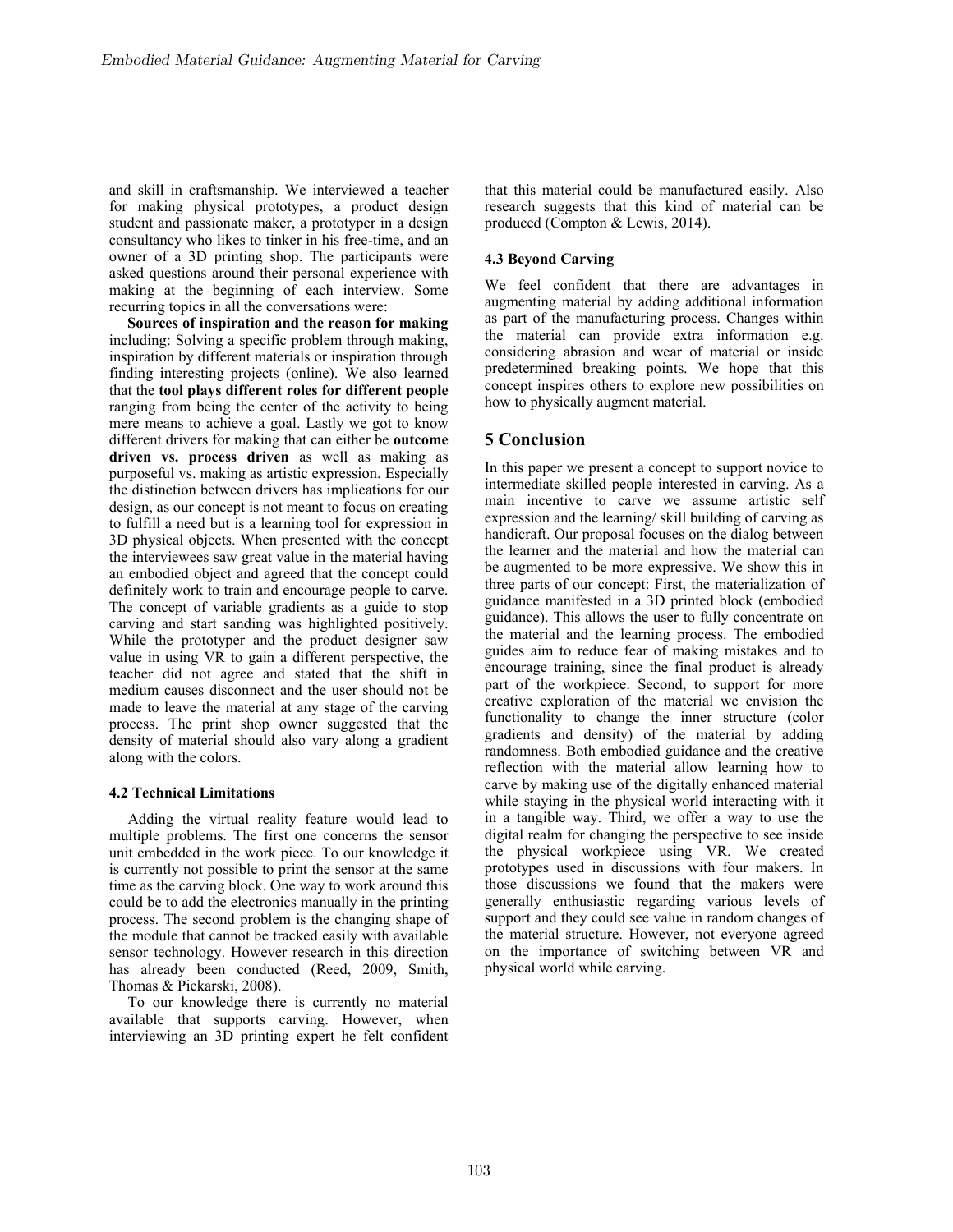and skill in craftsmanship. We interviewed a teacher for making physical prototypes, a product design student and passionate maker, a prototyper in a design consultancy who likes to tinker in his free-time, and an owner of a 3D printing shop. The participants were asked questions around their personal experience with making at the beginning of each interview. Some recurring topics in all the conversations were:

**Sources of inspiration and the reason for making** including: Solving a specific problem through making, inspiration by different materials or inspiration through finding interesting projects (online). We also learned that the **tool plays different roles for different people** ranging from being the center of the activity to being mere means to achieve a goal. Lastly we got to know different drivers for making that can either be **outcome driven vs. process driven** as well as making as purposeful vs. making as artistic expression. Especially the distinction between drivers has implications for our design, as our concept is not meant to focus on creating to fulfill a need but is a learning tool for expression in 3D physical objects. When presented with the concept the interviewees saw great value in the material having an embodied object and agreed that the concept could definitely work to train and encourage people to carve. The concept of variable gradients as a guide to stop carving and start sanding was highlighted positively. While the prototyper and the product designer saw value in using VR to gain a different perspective, the teacher did not agree and stated that the shift in medium causes disconnect and the user should not be made to leave the material at any stage of the carving process. The print shop owner suggested that the density of material should also vary along a gradient along with the colors.

### 4.2 Technical Limitations

Adding the virtual reality feature would lead to multiple problems. The first one concerns the sensor unit embedded in the work piece. To our knowledge it is currently not possible to print the sensor at the same time as the carving block. One way to work around this could be to add the electronics manually in the printing process. The second problem is the changing shape of the module that cannot be tracked easily with available sensor technology. However research in this direction has already been conducted (Reed, 2009, Smith, Thomas & Piekarski, 2008).

To our knowledge there is currently no material available that supports carving. However, when interviewing an 3D printing expert he felt confident that this material could be manufactured easily. Also research suggests that this kind of material can be produced (Compton & Lewis, 2014).

### 4.3 Beyond Carving

We feel confident that there are advantages in augmenting material by adding additional information as part of the manufacturing process. Changes within the material can provide extra information e.g. considering abrasion and wear of material or inside predetermined breaking points. We hope that this concept inspires others to explore new possibilities on how to physically augment material.

## 5 Conclusion

In this paper we present a concept to support novice to intermediate skilled people interested in carving. As a main incentive to carve we assume artistic self expression and the learning/ skill building of carving as handicraft. Our proposal focuses on the dialog between the learner and the material and how the material can be augmented to be more expressive. We show this in three parts of our concept: First, the materialization of guidance manifested in a 3D printed block (embodied guidance). This allows the user to fully concentrate on the material and the learning process. The embodied guides aim to reduce fear of making mistakes and to encourage training, since the final product is already part of the workpiece. Second, to support for more creative exploration of the material we envision the functionality to change the inner structure (color gradients and density) of the material by adding randomness. Both embodied guidance and the creative reflection with the material allow learning how to carve by making use of the digitally enhanced material while staying in the physical world interacting with it in a tangible way. Third, we offer a way to use the digital realm for changing the perspective to see inside the physical workpiece using VR. We created prototypes used in discussions with four makers. In those discussions we found that the makers were generally enthusiastic regarding various levels of support and they could see value in random changes of the material structure. However, not everyone agreed on the importance of switching between VR and physical world while carving.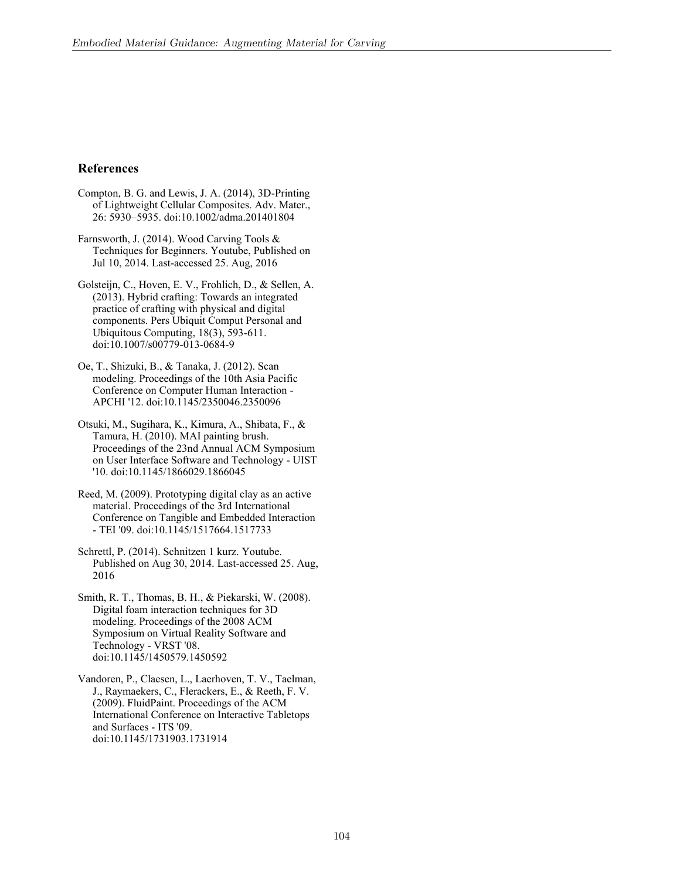## References

Compton, B. G. and Lewis, J. A. (2014), 3D-Printing of Lightweight Cellular Composites. Adv. Mater., 26: 5930–5935. doi:10.1002/adma.201401804

Farnsworth, J. (2014). Wood Carving Tools & Techniques for Beginners. Youtube, Published on Jul 10, 2014. Last-accessed 25. Aug, 2016

Golsteijn, C., Hoven, E. V., Frohlich, D., & Sellen, A. (2013). Hybrid crafting: Towards an integrated practice of crafting with physical and digital components. Pers Ubiquit Comput Personal and Ubiquitous Computing, 18(3), 593-611. doi:10.1007/s00779-013-0684-9

Oe, T., Shizuki, B., & Tanaka, J. (2012). Scan modeling. Proceedings of the 10th Asia Pacific Conference on Computer Human Interaction - APCHI '12. doi:10.1145/2350046.2350096

Otsuki, M., Sugihara, K., Kimura, A., Shibata, F., & Tamura, H. (2010). MAI painting brush. Proceedings of the 23nd Annual ACM Symposium on User Interface Software and Technology - UIST '10. doi:10.1145/1866029.1866045

Reed, M. (2009). Prototyping digital clay as an active material. Proceedings of the 3rd International Conference on Tangible and Embedded Interaction - TEI '09. doi:10.1145/1517664.1517733

Schrettl, P. (2014). Schnitzen 1 kurz. Youtube. Published on Aug 30, 2014. Last-accessed 25. Aug, 2016

Smith, R. T., Thomas, B. H., & Piekarski, W. (2008). Digital foam interaction techniques for 3D modeling. Proceedings of the 2008 ACM Symposium on Virtual Reality Software and Technology - VRST '08. doi:10.1145/1450579.1450592

Vandoren, P., Claesen, L., Laerhoven, T. V., Taelman, J., Raymaekers, C., Flerackers, E., & Reeth, F. V. (2009). FluidPaint. Proceedings of the ACM International Conference on Interactive Tabletops and Surfaces - ITS '09. doi:10.1145/1731903.1731914